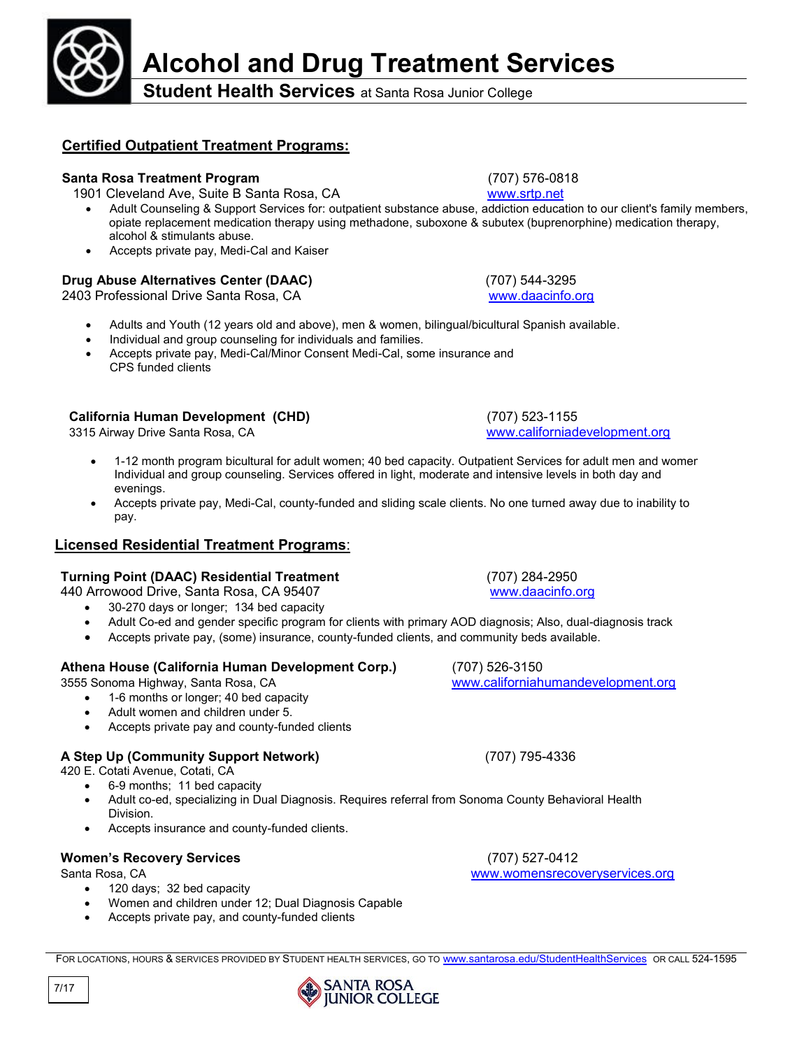# Alcohol and Drug Treatment Services

**Student Health Services** at Santa Rosa Junior College

## Certified Outpatient Treatment Programs:

**Santa Rosa Treatment Program** (707) 576-0818
1901 Cleveland Ave, Suite B Santa Rosa, CA www.srtp.net

- Adult Counseling & Support Services for: outpatient substance abuse, addiction education to our client's family members, opiate replacement medication therapy using methadone, suboxone & subutex (buprenorphine) medication therapy, alcohol & stimulants abuse.
- Accepts private pay, Medi-Cal and Kaiser

**Drug Abuse Alternatives Center (DAAC)** (707) 544-3295
2403 Professional Drive Santa Rosa, CA www.daacinfo.org

- Adults and Youth (12 years old and above), men & women, bilingual/bicultural Spanish available.
- Individual and group counseling for individuals and families.
- Accepts private pay, Medi-Cal/Minor Consent Medi-Cal, some insurance and CPS funded clients

**California Human Development (CHD)** (707) 523-1155
3315 Airway Drive Santa Rosa, CA www.californiadevelopment.org

- 1-12 month program bicultural for adult women; 40 bed capacity. Outpatient Services for adult men and womer Individual and group counseling. Services offered in light, moderate and intensive levels in both day and evenings.
- Accepts private pay, Medi-Cal, county-funded and sliding scale clients. No one turned away due to inability to pay.

## Licensed Residential Treatment Programs:

**Turning Point (DAAC) Residential Treatment** (707) 284-2950
440 Arrowood Drive, Santa Rosa, CA 95407 www.daacinfo.org

- 30-270 days or longer; 134 bed capacity
- Adult Co-ed and gender specific program for clients with primary AOD diagnosis; Also, dual-diagnosis track
- Accepts private pay, (some) insurance, county-funded clients, and community beds available.

**Athena House (California Human Development Corp.)** (707) 526-3150
3555 Sonoma Highway, Santa Rosa, CA www.californiahumandevelopment.org

- 1-6 months or longer; 40 bed capacity
- Adult women and children under 5.
- Accepts private pay and county-funded clients

**A Step Up (Community Support Network)** (707) 795-4336
420 E. Cotati Avenue, Cotati, CA

- 6-9 months; 11 bed capacity
- Adult co-ed, specializing in Dual Diagnosis. Requires referral from Sonoma County Behavioral Health Division.
- Accepts insurance and county-funded clients.

**Women's Recovery Services** (707) 527-0412
Santa Rosa, CA www.womensrecoveryservices.org

- 120 days; 32 bed capacity
- Women and children under 12; Dual Diagnosis Capable
- Accepts private pay, and county-funded clients

For locations, hours & services provided by Student Health Services, go to www.santarosa.edu/StudentHealthServices or call 524-1595

7/17

SANTA ROSA JUNIOR COLLEGE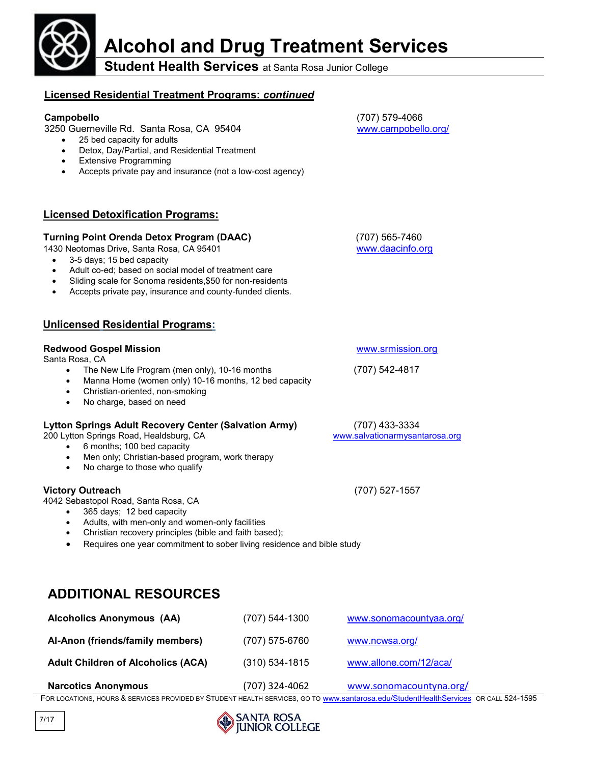# Alcohol and Drug Treatment Services

**Student Health Services** at Santa Rosa Junior College

## Licensed Residential Treatment Programs: *continued*

**Campobello**
3250 Guerneville Rd. Santa Rosa, CA 95404
(707) 579-4066
www.campobello.org/

- 25 bed capacity for adults
- Detox, Day/Partial, and Residential Treatment
- Extensive Programming
- Accepts private pay and insurance (not a low-cost agency)

## Licensed Detoxification Programs:

**Turning Point Orenda Detox Program (DAAC)**
1430 Neotomas Drive, Santa Rosa, CA 95401
(707) 565-7460
www.daacinfo.org

- 3-5 days; 15 bed capacity
- Adult co-ed; based on social model of treatment care
- Sliding scale for Sonoma residents,$50 for non-residents
- Accepts private pay, insurance and county-funded clients.

## Unlicensed Residential Programs:

**Redwood Gospel Mission**
Santa Rosa, CA
www.srmission.org
(707) 542-4817

- The New Life Program (men only), 10-16 months
- Manna Home (women only) 10-16 months, 12 bed capacity
- Christian-oriented, non-smoking
- No charge, based on need

**Lytton Springs Adult Recovery Center (Salvation Army)**
200 Lytton Springs Road, Healdsburg, CA
(707) 433-3334
www.salvationarmysantarosa.org

- 6 months; 100 bed capacity
- Men only; Christian-based program, work therapy
- No charge to those who qualify

**Victory Outreach**
4042 Sebastopol Road, Santa Rosa, CA
(707) 527-1557

- 365 days; 12 bed capacity
- Adults, with men-only and women-only facilities
- Christian recovery principles (bible and faith based);
- Requires one year commitment to sober living residence and bible study

## ADDITIONAL RESOURCES

| | | |
|---|---|---|
| **Alcoholics Anonymous (AA)** | (707) 544-1300 | www.sonomacountyaa.org/ |
| **Al-Anon (friends/family members)** | (707) 575-6760 | www.ncwsa.org/ |
| **Adult Children of Alcoholics (ACA)** | (310) 534-1815 | www.allone.com/12/aca/ |
| **Narcotics Anonymous** | (707) 324-4062 | www.sonomacountyna.org/ |

FOR LOCATIONS, HOURS & SERVICES PROVIDED BY STUDENT HEALTH SERVICES, GO TO www.santarosa.edu/StudentHealthServices OR CALL 524-1595

7/17

SANTA ROSA JUNIOR COLLEGE